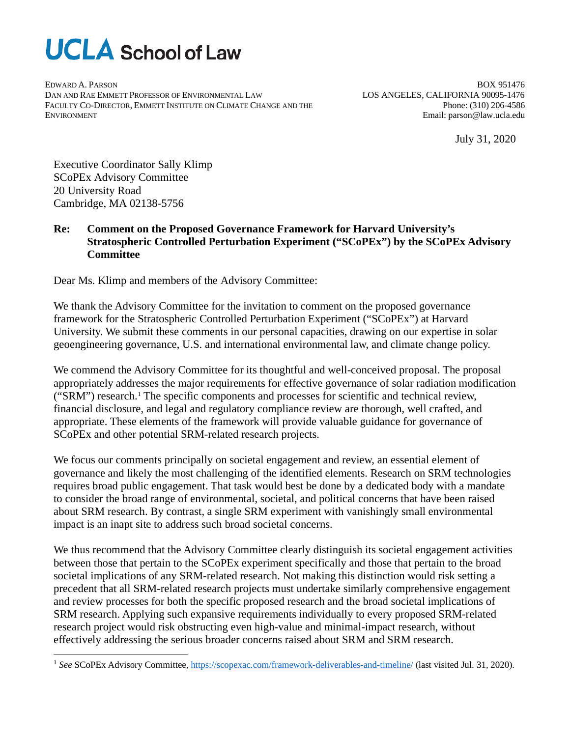# UCLA School of Law

EDWARD A. PARSON
DAN AND RAE EMMETT PROFESSOR OF ENVIRONMENTAL LAW
FACULTY CO-DIRECTOR, EMMETT INSTITUTE ON CLIMATE CHANGE AND THE ENVIRONMENT

BOX 951476
LOS ANGELES, CALIFORNIA 90095-1476
Phone: (310) 206-4586
Email: parson@law.ucla.edu

July 31, 2020

Executive Coordinator Sally Klimp
SCoPEx Advisory Committee
20 University Road
Cambridge, MA 02138-5756

**Re: Comment on the Proposed Governance Framework for Harvard University's Stratospheric Controlled Perturbation Experiment ("SCoPEx") by the SCoPEx Advisory Committee**

Dear Ms. Klimp and members of the Advisory Committee:

We thank the Advisory Committee for the invitation to comment on the proposed governance framework for the Stratospheric Controlled Perturbation Experiment ("SCoPEx") at Harvard University. We submit these comments in our personal capacities, drawing on our expertise in solar geoengineering governance, U.S. and international environmental law, and climate change policy.

We commend the Advisory Committee for its thoughtful and well-conceived proposal. The proposal appropriately addresses the major requirements for effective governance of solar radiation modification ("SRM") research.[1] The specific components and processes for scientific and technical review, financial disclosure, and legal and regulatory compliance review are thorough, well crafted, and appropriate. These elements of the framework will provide valuable guidance for governance of SCoPEx and other potential SRM-related research projects.

We focus our comments principally on societal engagement and review, an essential element of governance and likely the most challenging of the identified elements. Research on SRM technologies requires broad public engagement. That task would best be done by a dedicated body with a mandate to consider the broad range of environmental, societal, and political concerns that have been raised about SRM research. By contrast, a single SRM experiment with vanishingly small environmental impact is an inapt site to address such broad societal concerns.

We thus recommend that the Advisory Committee clearly distinguish its societal engagement activities between those that pertain to the SCoPEx experiment specifically and those that pertain to the broad societal implications of any SRM-related research. Not making this distinction would risk setting a precedent that all SRM-related research projects must undertake similarly comprehensive engagement and review processes for both the specific proposed research and the broad societal implications of SRM research. Applying such expansive requirements individually to every proposed SRM-related research project would risk obstructing even high-value and minimal-impact research, without effectively addressing the serious broader concerns raised about SRM and SRM research.

---

[1] *See* SCoPEx Advisory Committee, https://scopexac.com/framework-deliverables-and-timeline/ (last visited Jul. 31, 2020).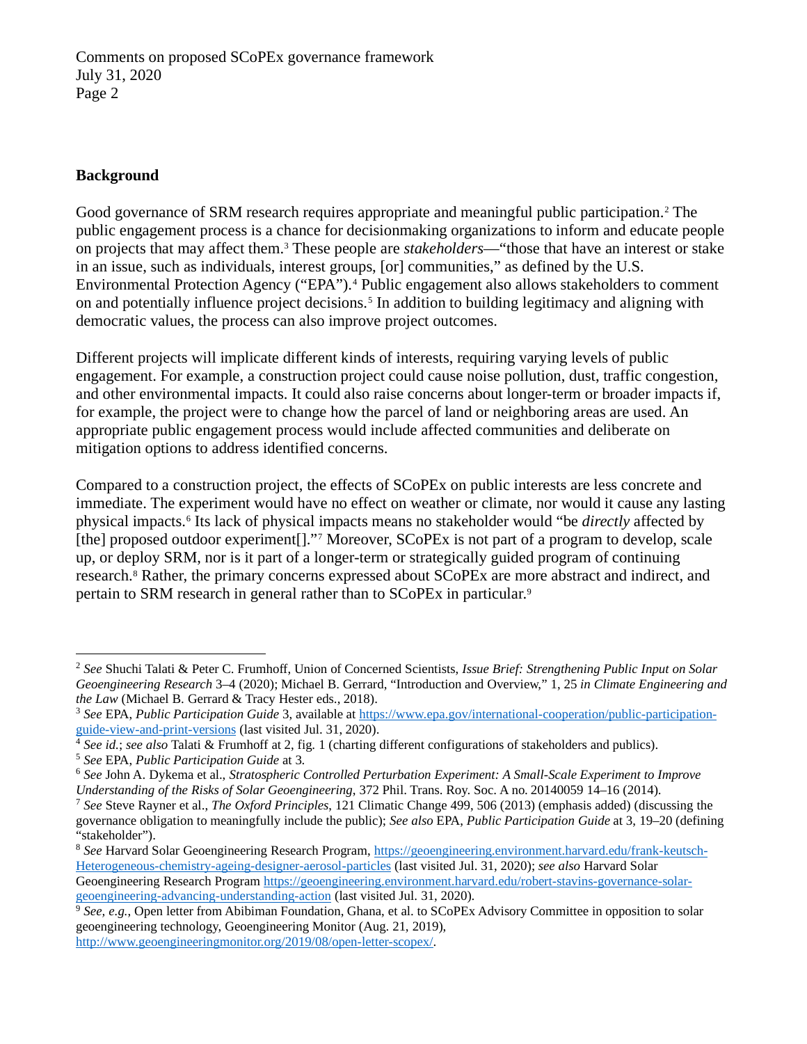## Background

Good governance of SRM research requires appropriate and meaningful public participation.[2] The public engagement process is a chance for decisionmaking organizations to inform and educate people on projects that may affect them.[3] These people are *stakeholders*—"those that have an interest or stake in an issue, such as individuals, interest groups, [or] communities," as defined by the U.S. Environmental Protection Agency ("EPA").[4] Public engagement also allows stakeholders to comment on and potentially influence project decisions.[5] In addition to building legitimacy and aligning with democratic values, the process can also improve project outcomes.

Different projects will implicate different kinds of interests, requiring varying levels of public engagement. For example, a construction project could cause noise pollution, dust, traffic congestion, and other environmental impacts. It could also raise concerns about longer-term or broader impacts if, for example, the project were to change how the parcel of land or neighboring areas are used. An appropriate public engagement process would include affected communities and deliberate on mitigation options to address identified concerns.

Compared to a construction project, the effects of SCoPEx on public interests are less concrete and immediate. The experiment would have no effect on weather or climate, nor would it cause any lasting physical impacts.[6] Its lack of physical impacts means no stakeholder would "be *directly* affected by [the] proposed outdoor experiment[]."[7] Moreover, SCoPEx is not part of a program to develop, scale up, or deploy SRM, nor is it part of a longer-term or strategically guided program of continuing research.[8] Rather, the primary concerns expressed about SCoPEx are more abstract and indirect, and pertain to SRM research in general rather than to SCoPEx in particular.[9]

---

[2] *See* Shuchi Talati & Peter C. Frumhoff, Union of Concerned Scientists, *Issue Brief: Strengthening Public Input on Solar Geoengineering Research* 3–4 (2020); Michael B. Gerrard, "Introduction and Overview," 1, 25 *in Climate Engineering and the Law* (Michael B. Gerrard & Tracy Hester eds., 2018).

[3] *See* EPA, *Public Participation Guide* 3, available at https://www.epa.gov/international-cooperation/public-participation-guide-view-and-print-versions (last visited Jul. 31, 2020).

[4] *See id.*; *see also* Talati & Frumhoff at 2, fig. 1 (charting different configurations of stakeholders and publics).

[5] *See* EPA, *Public Participation Guide* at 3.

[6] *See* John A. Dykema et al., *Stratospheric Controlled Perturbation Experiment: A Small-Scale Experiment to Improve Understanding of the Risks of Solar Geoengineering*, 372 Phil. Trans. Roy. Soc. A no. 20140059 14–16 (2014).

[7] *See* Steve Rayner et al., *The Oxford Principles*, 121 Climatic Change 499, 506 (2013) (emphasis added) (discussing the governance obligation to meaningfully include the public); *See also* EPA, *Public Participation Guide* at 3, 19–20 (defining "stakeholder").

[8] *See* Harvard Solar Geoengineering Research Program, https://geoengineering.environment.harvard.edu/frank-keutsch-Heterogeneous-chemistry-ageing-designer-aerosol-particles (last visited Jul. 31, 2020); *see also* Harvard Solar Geoengineering Research Program https://geoengineering.environment.harvard.edu/robert-stavins-governance-solar-geoengineering-advancing-understanding-action (last visited Jul. 31, 2020).

[9] *See, e.g.*, Open letter from Abibiman Foundation, Ghana, et al. to SCoPEx Advisory Committee in opposition to solar geoengineering technology, Geoengineering Monitor (Aug. 21, 2019), http://www.geoengineeringmonitor.org/2019/08/open-letter-scopex/.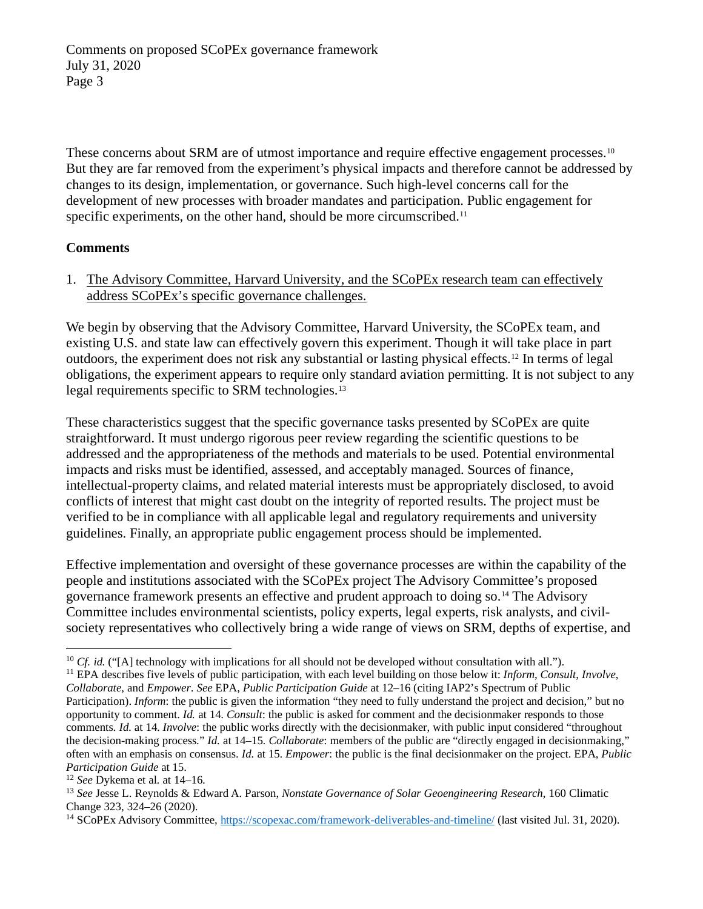These concerns about SRM are of utmost importance and require effective engagement processes.[10] But they are far removed from the experiment's physical impacts and therefore cannot be addressed by changes to its design, implementation, or governance. Such high-level concerns call for the development of new processes with broader mandates and participation. Public engagement for specific experiments, on the other hand, should be more circumscribed.[11]

**Comments**

1. <u>The Advisory Committee, Harvard University, and the SCoPEx research team can effectively address SCoPEx's specific governance challenges.</u>

We begin by observing that the Advisory Committee, Harvard University, the SCoPEx team, and existing U.S. and state law can effectively govern this experiment. Though it will take place in part outdoors, the experiment does not risk any substantial or lasting physical effects.[12] In terms of legal obligations, the experiment appears to require only standard aviation permitting. It is not subject to any legal requirements specific to SRM technologies.[13]

These characteristics suggest that the specific governance tasks presented by SCoPEx are quite straightforward. It must undergo rigorous peer review regarding the scientific questions to be addressed and the appropriateness of the methods and materials to be used. Potential environmental impacts and risks must be identified, assessed, and acceptably managed. Sources of finance, intellectual-property claims, and related material interests must be appropriately disclosed, to avoid conflicts of interest that might cast doubt on the integrity of reported results. The project must be verified to be in compliance with all applicable legal and regulatory requirements and university guidelines. Finally, an appropriate public engagement process should be implemented.

Effective implementation and oversight of these governance processes are within the capability of the people and institutions associated with the SCoPEx project The Advisory Committee's proposed governance framework presents an effective and prudent approach to doing so.[14] The Advisory Committee includes environmental scientists, policy experts, legal experts, risk analysts, and civil-society representatives who collectively bring a wide range of views on SRM, depths of expertise, and

---

[10] *Cf. id.* ("[A] technology with implications for all should not be developed without consultation with all.").

[11] EPA describes five levels of public participation, with each level building on those below it: *Inform*, *Consult*, *Involve*, *Collaborate*, and *Empower*. *See* EPA, *Public Participation Guide* at 12–16 (citing IAP2's Spectrum of Public Participation). *Inform*: the public is given the information "they need to fully understand the project and decision," but no opportunity to comment. *Id.* at 14. *Consult*: the public is asked for comment and the decisionmaker responds to those comments. *Id.* at 14. *Involve*: the public works directly with the decisionmaker, with public input considered "throughout the decision-making process." *Id.* at 14–15. *Collaborate*: members of the public are "directly engaged in decisionmaking," often with an emphasis on consensus. *Id.* at 15. *Empower*: the public is the final decisionmaker on the project. EPA, *Public Participation Guide* at 15.

[12] *See* Dykema et al. at 14–16.

[13] *See* Jesse L. Reynolds & Edward A. Parson, *Nonstate Governance of Solar Geoengineering Research*, 160 Climatic Change 323, 324–26 (2020).

[14] SCoPEx Advisory Committee, https://scopexac.com/framework-deliverables-and-timeline/ (last visited Jul. 31, 2020).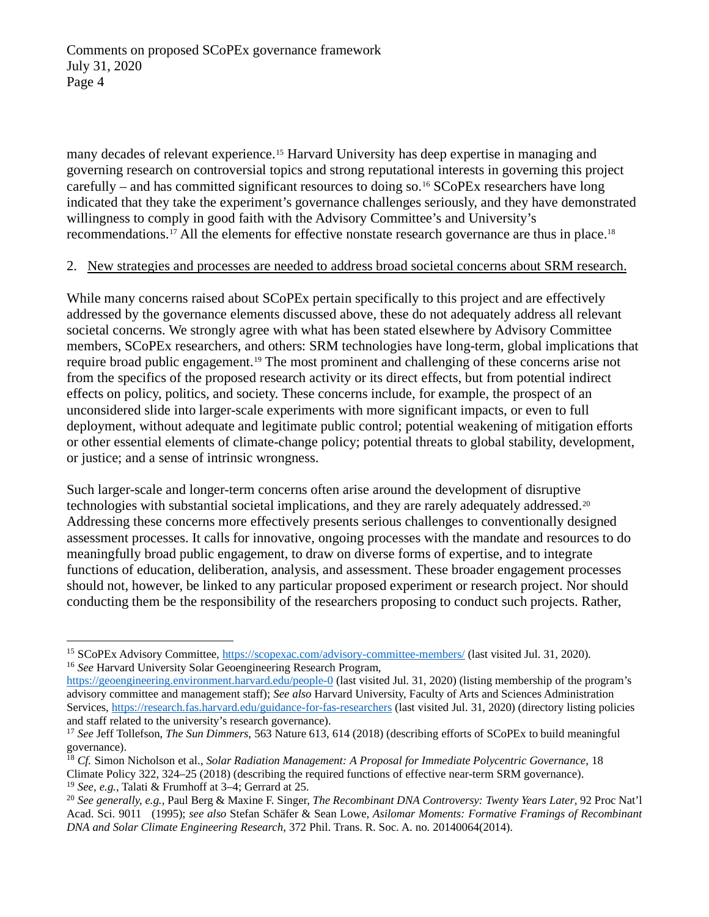many decades of relevant experience.[15] Harvard University has deep expertise in managing and governing research on controversial topics and strong reputational interests in governing this project carefully – and has committed significant resources to doing so.[16] SCoPEx researchers have long indicated that they take the experiment's governance challenges seriously, and they have demonstrated willingness to comply in good faith with the Advisory Committee's and University's recommendations.[17] All the elements for effective nonstate research governance are thus in place.[18]

2. <u>New strategies and processes are needed to address broad societal concerns about SRM research.</u>

While many concerns raised about SCoPEx pertain specifically to this project and are effectively addressed by the governance elements discussed above, these do not adequately address all relevant societal concerns. We strongly agree with what has been stated elsewhere by Advisory Committee members, SCoPEx researchers, and others: SRM technologies have long-term, global implications that require broad public engagement.[19] The most prominent and challenging of these concerns arise not from the specifics of the proposed research activity or its direct effects, but from potential indirect effects on policy, politics, and society. These concerns include, for example, the prospect of an unconsidered slide into larger-scale experiments with more significant impacts, or even to full deployment, without adequate and legitimate public control; potential weakening of mitigation efforts or other essential elements of climate-change policy; potential threats to global stability, development, or justice; and a sense of intrinsic wrongness.

Such larger-scale and longer-term concerns often arise around the development of disruptive technologies with substantial societal implications, and they are rarely adequately addressed.[20] Addressing these concerns more effectively presents serious challenges to conventionally designed assessment processes. It calls for innovative, ongoing processes with the mandate and resources to do meaningfully broad public engagement, to draw on diverse forms of expertise, and to integrate functions of education, deliberation, analysis, and assessment. These broader engagement processes should not, however, be linked to any particular proposed experiment or research project. Nor should conducting them be the responsibility of the researchers proposing to conduct such projects. Rather,

---

[15] SCoPEx Advisory Committee, https://scopexac.com/advisory-committee-members/ (last visited Jul. 31, 2020).

[16] *See* Harvard University Solar Geoengineering Research Program, https://geoengineering.environment.harvard.edu/people-0 (last visited Jul. 31, 2020) (listing membership of the program's advisory committee and management staff); *See also* Harvard University, Faculty of Arts and Sciences Administration Services, https://research.fas.harvard.edu/guidance-for-fas-researchers (last visited Jul. 31, 2020) (directory listing policies and staff related to the university's research governance).

[17] *See* Jeff Tollefson, *The Sun Dimmers*, 563 Nature 613, 614 (2018) (describing efforts of SCoPEx to build meaningful governance).

[18] *Cf.* Simon Nicholson et al., *Solar Radiation Management: A Proposal for Immediate Polycentric Governance*, 18 Climate Policy 322, 324–25 (2018) (describing the required functions of effective near-term SRM governance).

[19] *See, e.g.*, Talati & Frumhoff at 3–4; Gerrard at 25.

[20] *See generally, e.g.*, Paul Berg & Maxine F. Singer, *The Recombinant DNA Controversy: Twenty Years Later*, 92 Proc Nat'l Acad. Sci. 9011 (1995); *see also* Stefan Schäfer & Sean Lowe, *Asilomar Moments: Formative Framings of Recombinant DNA and Solar Climate Engineering Research*, 372 Phil. Trans. R. Soc. A. no. 20140064(2014).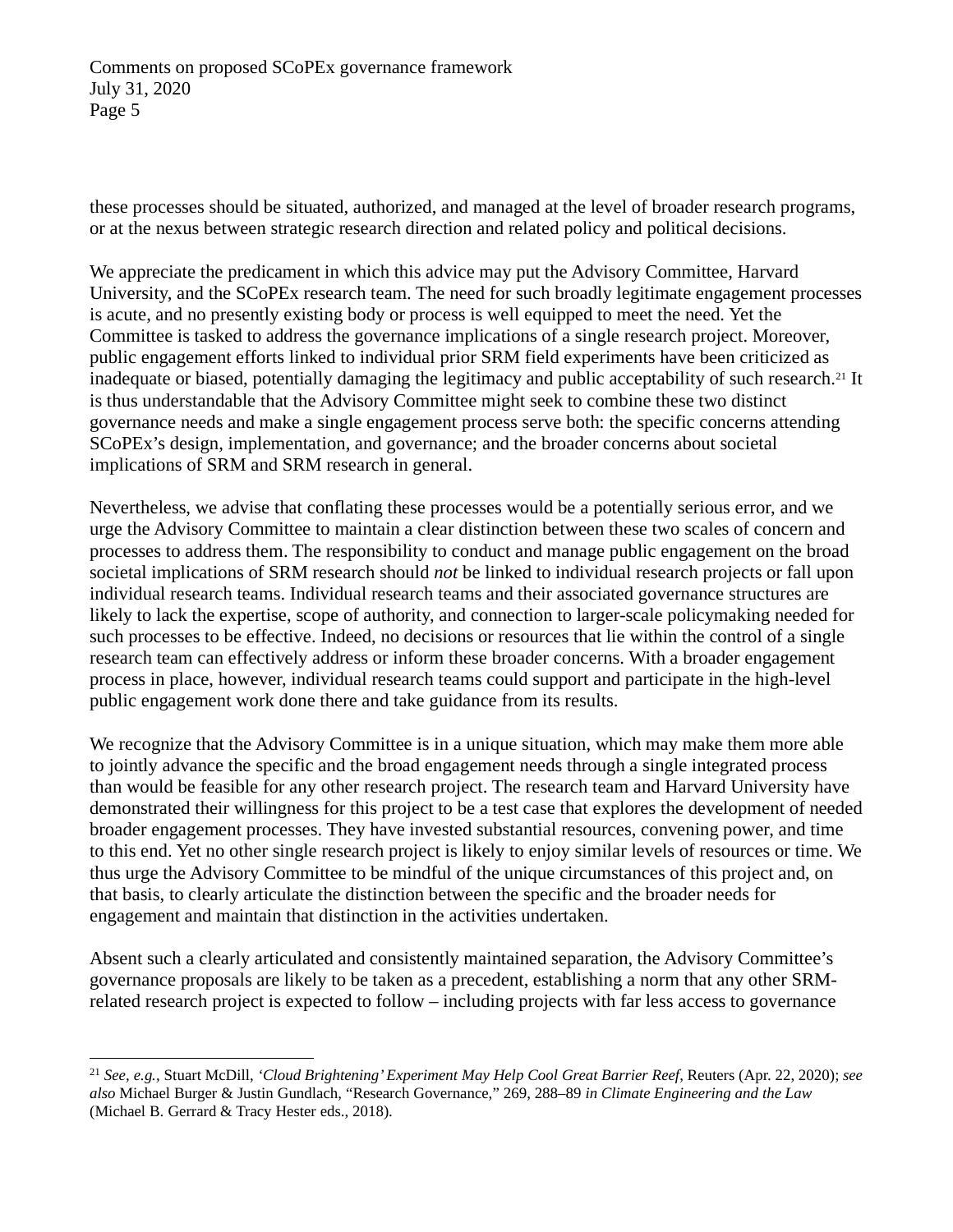these processes should be situated, authorized, and managed at the level of broader research programs, or at the nexus between strategic research direction and related policy and political decisions.

We appreciate the predicament in which this advice may put the Advisory Committee, Harvard University, and the SCoPEx research team. The need for such broadly legitimate engagement processes is acute, and no presently existing body or process is well equipped to meet the need. Yet the Committee is tasked to address the governance implications of a single research project. Moreover, public engagement efforts linked to individual prior SRM field experiments have been criticized as inadequate or biased, potentially damaging the legitimacy and public acceptability of such research.[21] It is thus understandable that the Advisory Committee might seek to combine these two distinct governance needs and make a single engagement process serve both: the specific concerns attending SCoPEx's design, implementation, and governance; and the broader concerns about societal implications of SRM and SRM research in general.

Nevertheless, we advise that conflating these processes would be a potentially serious error, and we urge the Advisory Committee to maintain a clear distinction between these two scales of concern and processes to address them. The responsibility to conduct and manage public engagement on the broad societal implications of SRM research should *not* be linked to individual research projects or fall upon individual research teams. Individual research teams and their associated governance structures are likely to lack the expertise, scope of authority, and connection to larger-scale policymaking needed for such processes to be effective. Indeed, no decisions or resources that lie within the control of a single research team can effectively address or inform these broader concerns. With a broader engagement process in place, however, individual research teams could support and participate in the high-level public engagement work done there and take guidance from its results.

We recognize that the Advisory Committee is in a unique situation, which may make them more able to jointly advance the specific and the broad engagement needs through a single integrated process than would be feasible for any other research project. The research team and Harvard University have demonstrated their willingness for this project to be a test case that explores the development of needed broader engagement processes. They have invested substantial resources, convening power, and time to this end. Yet no other single research project is likely to enjoy similar levels of resources or time. We thus urge the Advisory Committee to be mindful of the unique circumstances of this project and, on that basis, to clearly articulate the distinction between the specific and the broader needs for engagement and maintain that distinction in the activities undertaken.

Absent such a clearly articulated and consistently maintained separation, the Advisory Committee's governance proposals are likely to be taken as a precedent, establishing a norm that any other SRM-related research project is expected to follow – including projects with far less access to governance

---

[21] *See, e.g.*, Stuart McDill, *'Cloud Brightening' Experiment May Help Cool Great Barrier Reef*, Reuters (Apr. 22, 2020); *see also* Michael Burger & Justin Gundlach, "Research Governance," 269, 288–89 *in Climate Engineering and the Law* (Michael B. Gerrard & Tracy Hester eds., 2018).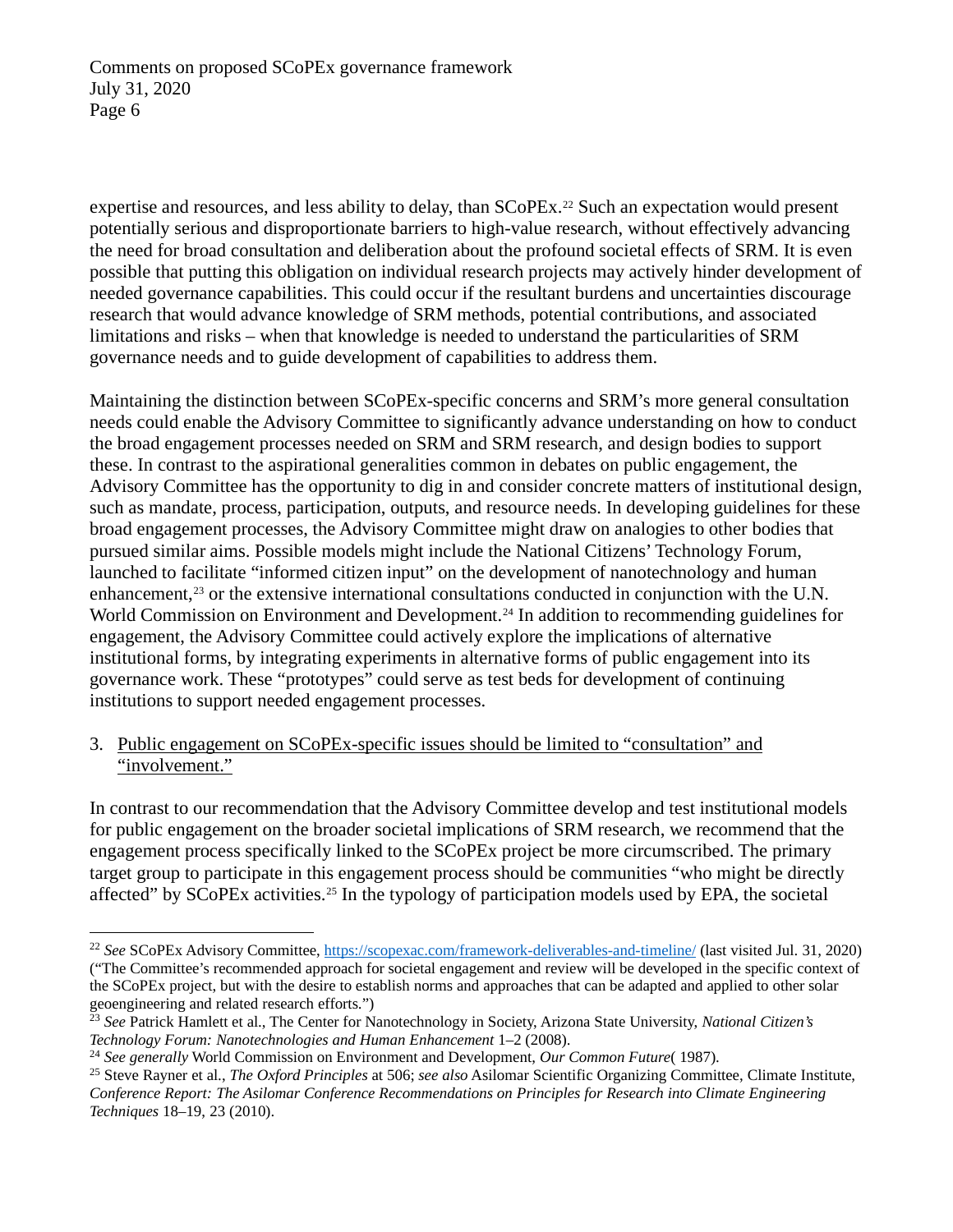expertise and resources, and less ability to delay, than SCoPEx.[22] Such an expectation would present potentially serious and disproportionate barriers to high-value research, without effectively advancing the need for broad consultation and deliberation about the profound societal effects of SRM. It is even possible that putting this obligation on individual research projects may actively hinder development of needed governance capabilities. This could occur if the resultant burdens and uncertainties discourage research that would advance knowledge of SRM methods, potential contributions, and associated limitations and risks – when that knowledge is needed to understand the particularities of SRM governance needs and to guide development of capabilities to address them.

Maintaining the distinction between SCoPEx-specific concerns and SRM's more general consultation needs could enable the Advisory Committee to significantly advance understanding on how to conduct the broad engagement processes needed on SRM and SRM research, and design bodies to support these. In contrast to the aspirational generalities common in debates on public engagement, the Advisory Committee has the opportunity to dig in and consider concrete matters of institutional design, such as mandate, process, participation, outputs, and resource needs. In developing guidelines for these broad engagement processes, the Advisory Committee might draw on analogies to other bodies that pursued similar aims. Possible models might include the National Citizens' Technology Forum, launched to facilitate "informed citizen input" on the development of nanotechnology and human enhancement,[23] or the extensive international consultations conducted in conjunction with the U.N. World Commission on Environment and Development.[24] In addition to recommending guidelines for engagement, the Advisory Committee could actively explore the implications of alternative institutional forms, by integrating experiments in alternative forms of public engagement into its governance work. These "prototypes" could serve as test beds for development of continuing institutions to support needed engagement processes.

3. <u>Public engagement on SCoPEx-specific issues should be limited to "consultation" and "involvement."</u>

In contrast to our recommendation that the Advisory Committee develop and test institutional models for public engagement on the broader societal implications of SRM research, we recommend that the engagement process specifically linked to the SCoPEx project be more circumscribed. The primary target group to participate in this engagement process should be communities "who might be directly affected" by SCoPEx activities.[25] In the typology of participation models used by EPA, the societal

---

[22] *See* SCoPEx Advisory Committee, https://scopexac.com/framework-deliverables-and-timeline/ (last visited Jul. 31, 2020) ("The Committee's recommended approach for societal engagement and review will be developed in the specific context of the SCoPEx project, but with the desire to establish norms and approaches that can be adapted and applied to other solar geoengineering and related research efforts.")

[23] *See* Patrick Hamlett et al., The Center for Nanotechnology in Society, Arizona State University, *National Citizen's Technology Forum: Nanotechnologies and Human Enhancement* 1–2 (2008).

[24] *See generally* World Commission on Environment and Development, *Our Common Future*( 1987).

[25] Steve Rayner et al., *The Oxford Principles* at 506; *see also* Asilomar Scientific Organizing Committee, Climate Institute, *Conference Report: The Asilomar Conference Recommendations on Principles for Research into Climate Engineering Techniques* 18–19, 23 (2010).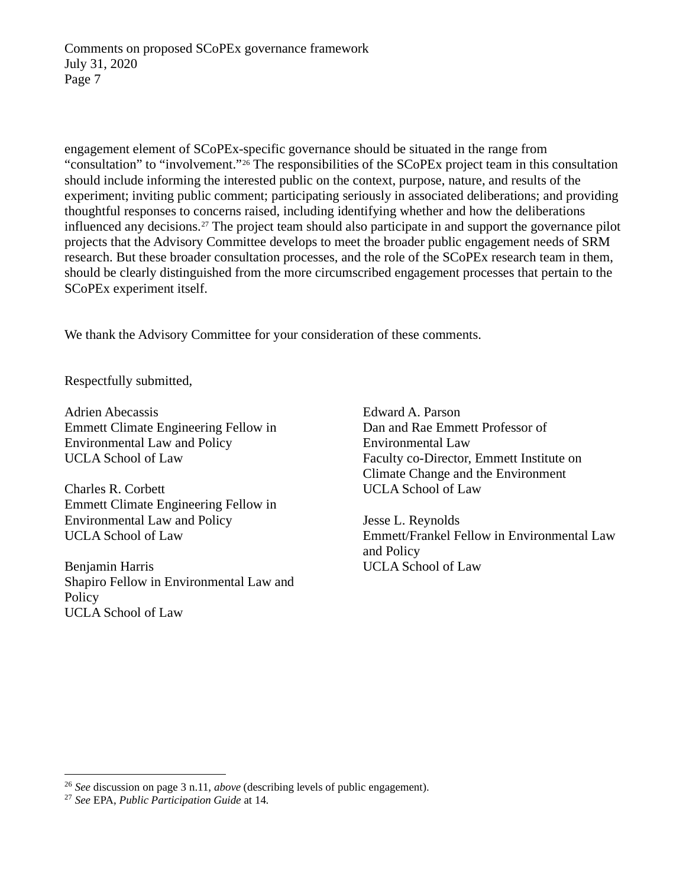engagement element of SCoPEx-specific governance should be situated in the range from "consultation" to "involvement."[26] The responsibilities of the SCoPEx project team in this consultation should include informing the interested public on the context, purpose, nature, and results of the experiment; inviting public comment; participating seriously in associated deliberations; and providing thoughtful responses to concerns raised, including identifying whether and how the deliberations influenced any decisions.[27] The project team should also participate in and support the governance pilot projects that the Advisory Committee develops to meet the broader public engagement needs of SRM research. But these broader consultation processes, and the role of the SCoPEx research team in them, should be clearly distinguished from the more circumscribed engagement processes that pertain to the SCoPEx experiment itself.

We thank the Advisory Committee for your consideration of these comments.

Respectfully submitted,

Adrien Abecassis
Emmett Climate Engineering Fellow in Environmental Law and Policy
UCLA School of Law

Charles R. Corbett
Emmett Climate Engineering Fellow in Environmental Law and Policy
UCLA School of Law

Benjamin Harris
Shapiro Fellow in Environmental Law and Policy
UCLA School of Law

Edward A. Parson
Dan and Rae Emmett Professor of Environmental Law
Faculty co-Director, Emmett Institute on Climate Change and the Environment
UCLA School of Law

Jesse L. Reynolds
Emmett/Frankel Fellow in Environmental Law and Policy
UCLA School of Law

[26] *See* discussion on page 3 n.11, *above* (describing levels of public engagement).
[27] *See* EPA, *Public Participation Guide* at 14.